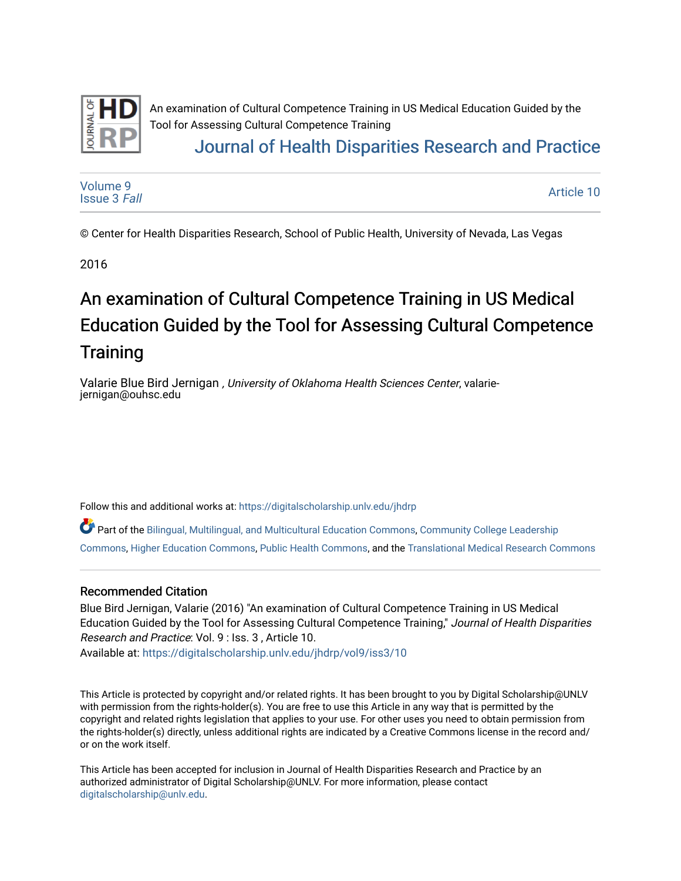An examination of Cultural Competence Training in US Medical Education Guided by the Tool for Assessing Cultural Competence Training

Journal of Health Disparities Research and Practice

Volume 9
Issue 3 *Fall*

Article 10

© Center for Health Disparities Research, School of Public Health, University of Nevada, Las Vegas

2016

# An examination of Cultural Competence Training in US Medical Education Guided by the Tool for Assessing Cultural Competence Training

Valarie Blue Bird Jernigan , *University of Oklahoma Health Sciences Center*, valarie-jernigan@ouhsc.edu

Follow this and additional works at: https://digitalscholarship.unlv.edu/jhdrp

Part of the Bilingual, Multilingual, and Multicultural Education Commons, Community College Leadership Commons, Higher Education Commons, Public Health Commons, and the Translational Medical Research Commons

## Recommended Citation

Blue Bird Jernigan, Valarie (2016) "An examination of Cultural Competence Training in US Medical Education Guided by the Tool for Assessing Cultural Competence Training," *Journal of Health Disparities Research and Practice*: Vol. 9 : Iss. 3 , Article 10.
Available at: https://digitalscholarship.unlv.edu/jhdrp/vol9/iss3/10

This Article is protected by copyright and/or related rights. It has been brought to you by Digital Scholarship@UNLV with permission from the rights-holder(s). You are free to use this Article in any way that is permitted by the copyright and related rights legislation that applies to your use. For other uses you need to obtain permission from the rights-holder(s) directly, unless additional rights are indicated by a Creative Commons license in the record and/or on the work itself.

This Article has been accepted for inclusion in Journal of Health Disparities Research and Practice by an authorized administrator of Digital Scholarship@UNLV. For more information, please contact digitalscholarship@unlv.edu.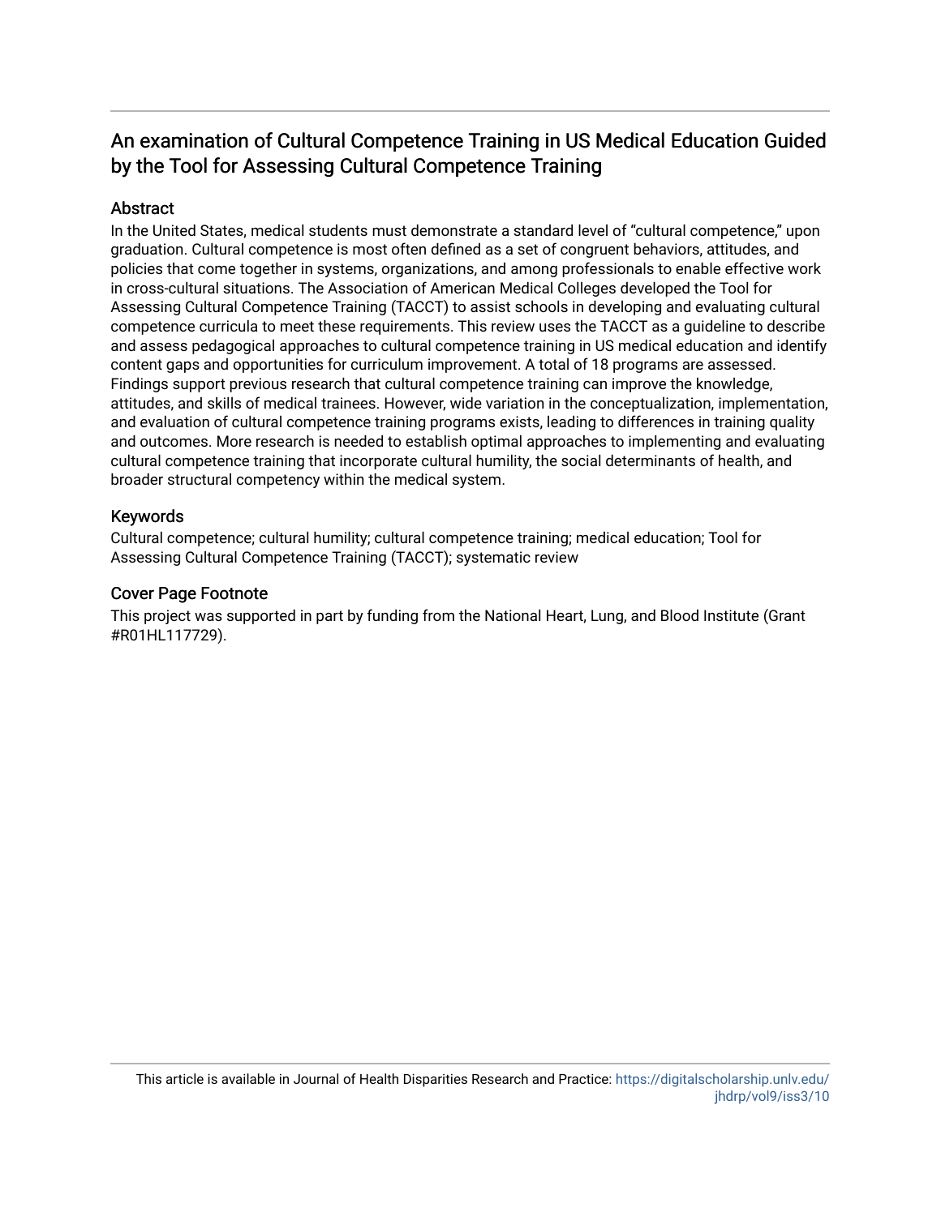# An examination of Cultural Competence Training in US Medical Education Guided by the Tool for Assessing Cultural Competence Training

## Abstract

In the United States, medical students must demonstrate a standard level of "cultural competence," upon graduation. Cultural competence is most often defined as a set of congruent behaviors, attitudes, and policies that come together in systems, organizations, and among professionals to enable effective work in cross-cultural situations. The Association of American Medical Colleges developed the Tool for Assessing Cultural Competence Training (TACCT) to assist schools in developing and evaluating cultural competence curricula to meet these requirements. This review uses the TACCT as a guideline to describe and assess pedagogical approaches to cultural competence training in US medical education and identify content gaps and opportunities for curriculum improvement. A total of 18 programs are assessed. Findings support previous research that cultural competence training can improve the knowledge, attitudes, and skills of medical trainees. However, wide variation in the conceptualization, implementation, and evaluation of cultural competence training programs exists, leading to differences in training quality and outcomes. More research is needed to establish optimal approaches to implementing and evaluating cultural competence training that incorporate cultural humility, the social determinants of health, and broader structural competency within the medical system.

## Keywords

Cultural competence; cultural humility; cultural competence training; medical education; Tool for Assessing Cultural Competence Training (TACCT); systematic review

## Cover Page Footnote

This project was supported in part by funding from the National Heart, Lung, and Blood Institute (Grant #R01HL117729).

This article is available in Journal of Health Disparities Research and Practice: https://digitalscholarship.unlv.edu/jhdrp/vol9/iss3/10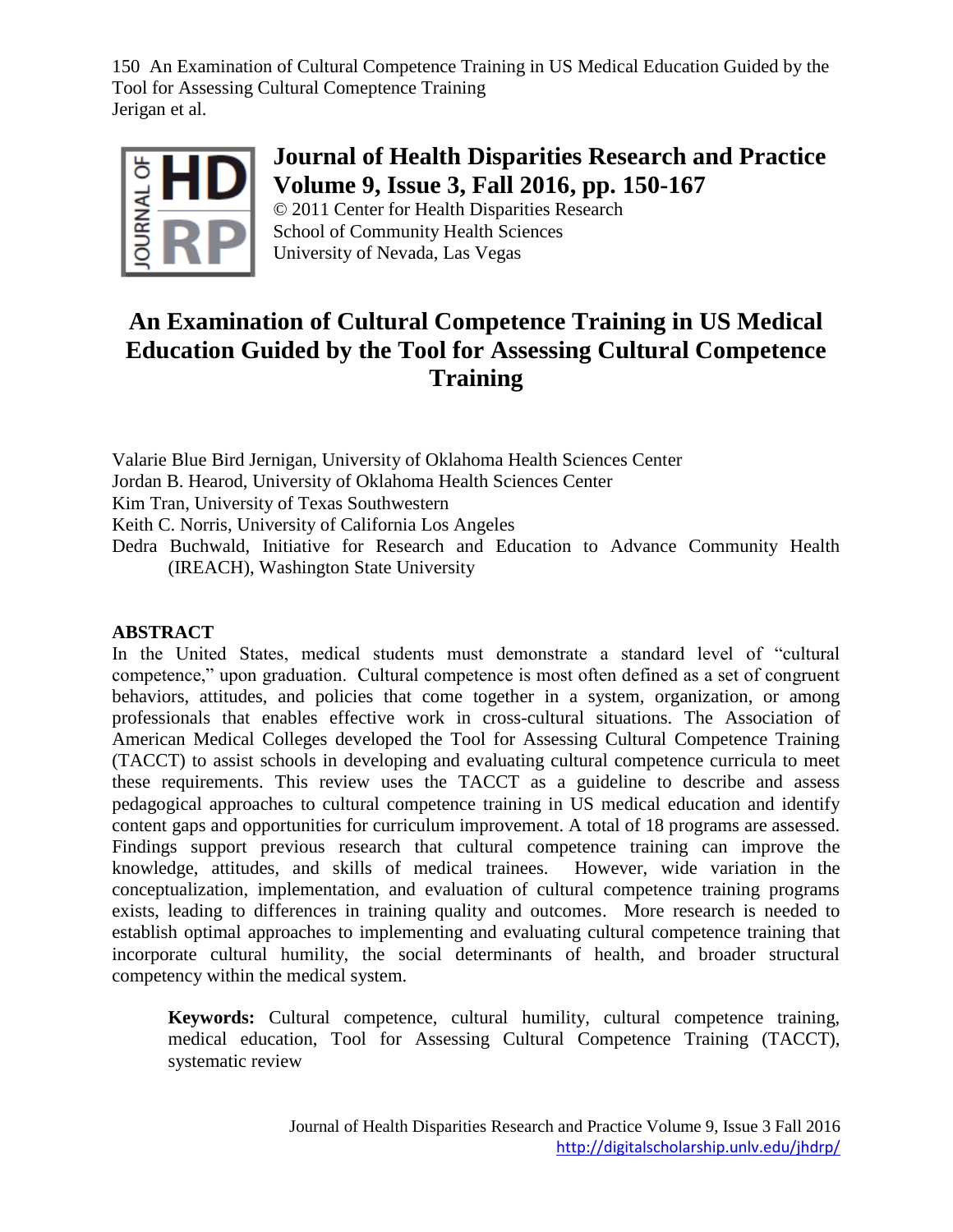# Journal of Health Disparities Research and Practice
## Volume 9, Issue 3, Fall 2016, pp. 150-167

© 2011 Center for Health Disparities Research
School of Community Health Sciences
University of Nevada, Las Vegas

# An Examination of Cultural Competence Training in US Medical Education Guided by the Tool for Assessing Cultural Competence Training

Valarie Blue Bird Jernigan, University of Oklahoma Health Sciences Center
Jordan B. Hearod, University of Oklahoma Health Sciences Center
Kim Tran, University of Texas Southwestern
Keith C. Norris, University of California Los Angeles
Dedra Buchwald, Initiative for Research and Education to Advance Community Health (IREACH), Washington State University

## ABSTRACT

In the United States, medical students must demonstrate a standard level of "cultural competence," upon graduation. Cultural competence is most often defined as a set of congruent behaviors, attitudes, and policies that come together in a system, organization, or among professionals that enables effective work in cross-cultural situations. The Association of American Medical Colleges developed the Tool for Assessing Cultural Competence Training (TACCT) to assist schools in developing and evaluating cultural competence curricula to meet these requirements. This review uses the TACCT as a guideline to describe and assess pedagogical approaches to cultural competence training in US medical education and identify content gaps and opportunities for curriculum improvement. A total of 18 programs are assessed. Findings support previous research that cultural competence training can improve the knowledge, attitudes, and skills of medical trainees. However, wide variation in the conceptualization, implementation, and evaluation of cultural competence training programs exists, leading to differences in training quality and outcomes. More research is needed to establish optimal approaches to implementing and evaluating cultural competence training that incorporate cultural humility, the social determinants of health, and broader structural competency within the medical system.

**Keywords:** Cultural competence, cultural humility, cultural competence training, medical education, Tool for Assessing Cultural Competence Training (TACCT), systematic review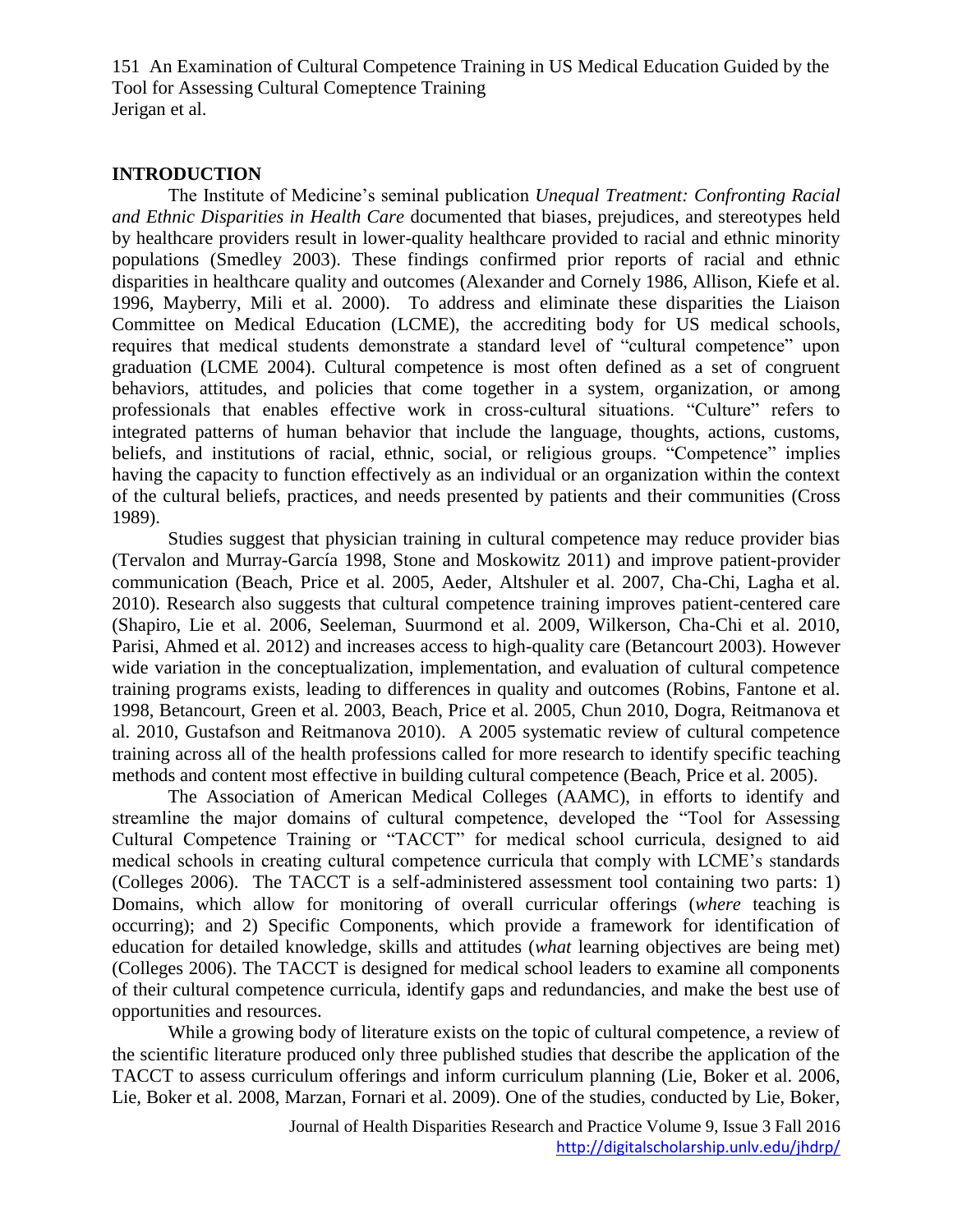## INTRODUCTION

The Institute of Medicine's seminal publication *Unequal Treatment: Confronting Racial and Ethnic Disparities in Health Care* documented that biases, prejudices, and stereotypes held by healthcare providers result in lower-quality healthcare provided to racial and ethnic minority populations (Smedley 2003). These findings confirmed prior reports of racial and ethnic disparities in healthcare quality and outcomes (Alexander and Cornely 1986, Allison, Kiefe et al. 1996, Mayberry, Mili et al. 2000). To address and eliminate these disparities the Liaison Committee on Medical Education (LCME), the accrediting body for US medical schools, requires that medical students demonstrate a standard level of "cultural competence" upon graduation (LCME 2004). Cultural competence is most often defined as a set of congruent behaviors, attitudes, and policies that come together in a system, organization, or among professionals that enables effective work in cross-cultural situations. "Culture" refers to integrated patterns of human behavior that include the language, thoughts, actions, customs, beliefs, and institutions of racial, ethnic, social, or religious groups. "Competence" implies having the capacity to function effectively as an individual or an organization within the context of the cultural beliefs, practices, and needs presented by patients and their communities (Cross 1989).

Studies suggest that physician training in cultural competence may reduce provider bias (Tervalon and Murray-García 1998, Stone and Moskowitz 2011) and improve patient-provider communication (Beach, Price et al. 2005, Aeder, Altshuler et al. 2007, Cha-Chi, Lagha et al. 2010). Research also suggests that cultural competence training improves patient-centered care (Shapiro, Lie et al. 2006, Seeleman, Suurmond et al. 2009, Wilkerson, Cha-Chi et al. 2010, Parisi, Ahmed et al. 2012) and increases access to high-quality care (Betancourt 2003). However wide variation in the conceptualization, implementation, and evaluation of cultural competence training programs exists, leading to differences in quality and outcomes (Robins, Fantone et al. 1998, Betancourt, Green et al. 2003, Beach, Price et al. 2005, Chun 2010, Dogra, Reitmanova et al. 2010, Gustafson and Reitmanova 2010). A 2005 systematic review of cultural competence training across all of the health professions called for more research to identify specific teaching methods and content most effective in building cultural competence (Beach, Price et al. 2005).

The Association of American Medical Colleges (AAMC), in efforts to identify and streamline the major domains of cultural competence, developed the "Tool for Assessing Cultural Competence Training or "TACCT" for medical school curricula, designed to aid medical schools in creating cultural competence curricula that comply with LCME's standards (Colleges 2006). The TACCT is a self-administered assessment tool containing two parts: 1) Domains, which allow for monitoring of overall curricular offerings (*where* teaching is occurring); and 2) Specific Components, which provide a framework for identification of education for detailed knowledge, skills and attitudes (*what* learning objectives are being met) (Colleges 2006). The TACCT is designed for medical school leaders to examine all components of their cultural competence curricula, identify gaps and redundancies, and make the best use of opportunities and resources.

While a growing body of literature exists on the topic of cultural competence, a review of the scientific literature produced only three published studies that describe the application of the TACCT to assess curriculum offerings and inform curriculum planning (Lie, Boker et al. 2006, Lie, Boker et al. 2008, Marzan, Fornari et al. 2009). One of the studies, conducted by Lie, Boker,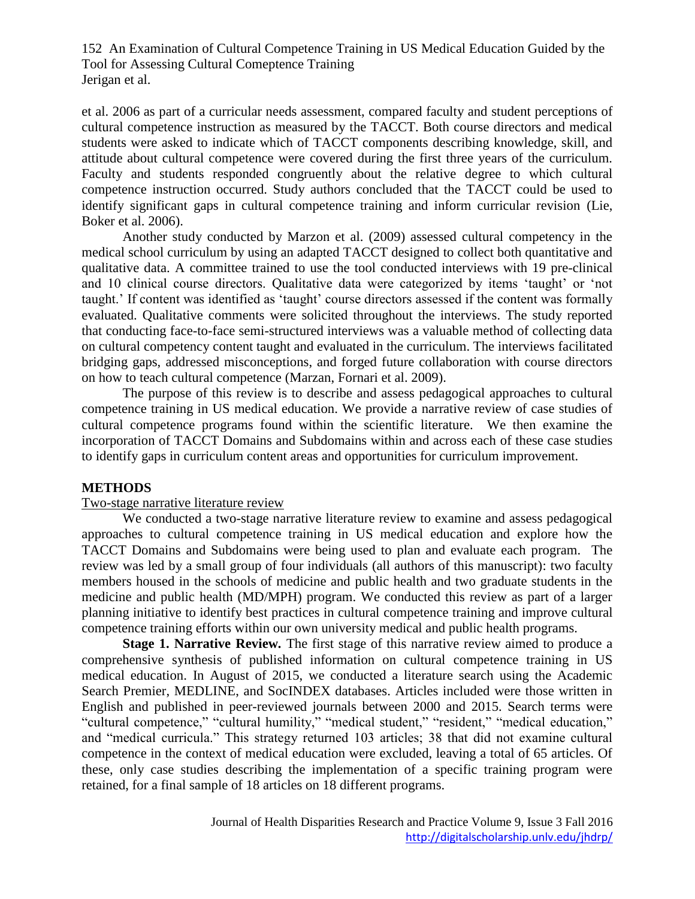et al. 2006 as part of a curricular needs assessment, compared faculty and student perceptions of cultural competence instruction as measured by the TACCT. Both course directors and medical students were asked to indicate which of TACCT components describing knowledge, skill, and attitude about cultural competence were covered during the first three years of the curriculum. Faculty and students responded congruently about the relative degree to which cultural competence instruction occurred. Study authors concluded that the TACCT could be used to identify significant gaps in cultural competence training and inform curricular revision (Lie, Boker et al. 2006).

Another study conducted by Marzon et al. (2009) assessed cultural competency in the medical school curriculum by using an adapted TACCT designed to collect both quantitative and qualitative data. A committee trained to use the tool conducted interviews with 19 pre-clinical and 10 clinical course directors. Qualitative data were categorized by items 'taught' or 'not taught.' If content was identified as 'taught' course directors assessed if the content was formally evaluated. Qualitative comments were solicited throughout the interviews. The study reported that conducting face-to-face semi-structured interviews was a valuable method of collecting data on cultural competency content taught and evaluated in the curriculum. The interviews facilitated bridging gaps, addressed misconceptions, and forged future collaboration with course directors on how to teach cultural competence (Marzan, Fornari et al. 2009).

The purpose of this review is to describe and assess pedagogical approaches to cultural competence training in US medical education. We provide a narrative review of case studies of cultural competence programs found within the scientific literature. We then examine the incorporation of TACCT Domains and Subdomains within and across each of these case studies to identify gaps in curriculum content areas and opportunities for curriculum improvement.

## METHODS

### Two-stage narrative literature review

We conducted a two-stage narrative literature review to examine and assess pedagogical approaches to cultural competence training in US medical education and explore how the TACCT Domains and Subdomains were being used to plan and evaluate each program. The review was led by a small group of four individuals (all authors of this manuscript): two faculty members housed in the schools of medicine and public health and two graduate students in the medicine and public health (MD/MPH) program. We conducted this review as part of a larger planning initiative to identify best practices in cultural competence training and improve cultural competence training efforts within our own university medical and public health programs.

**Stage 1. Narrative Review.** The first stage of this narrative review aimed to produce a comprehensive synthesis of published information on cultural competence training in US medical education. In August of 2015, we conducted a literature search using the Academic Search Premier, MEDLINE, and SocINDEX databases. Articles included were those written in English and published in peer-reviewed journals between 2000 and 2015. Search terms were "cultural competence," "cultural humility," "medical student," "resident," "medical education," and "medical curricula." This strategy returned 103 articles; 38 that did not examine cultural competence in the context of medical education were excluded, leaving a total of 65 articles. Of these, only case studies describing the implementation of a specific training program were retained, for a final sample of 18 articles on 18 different programs.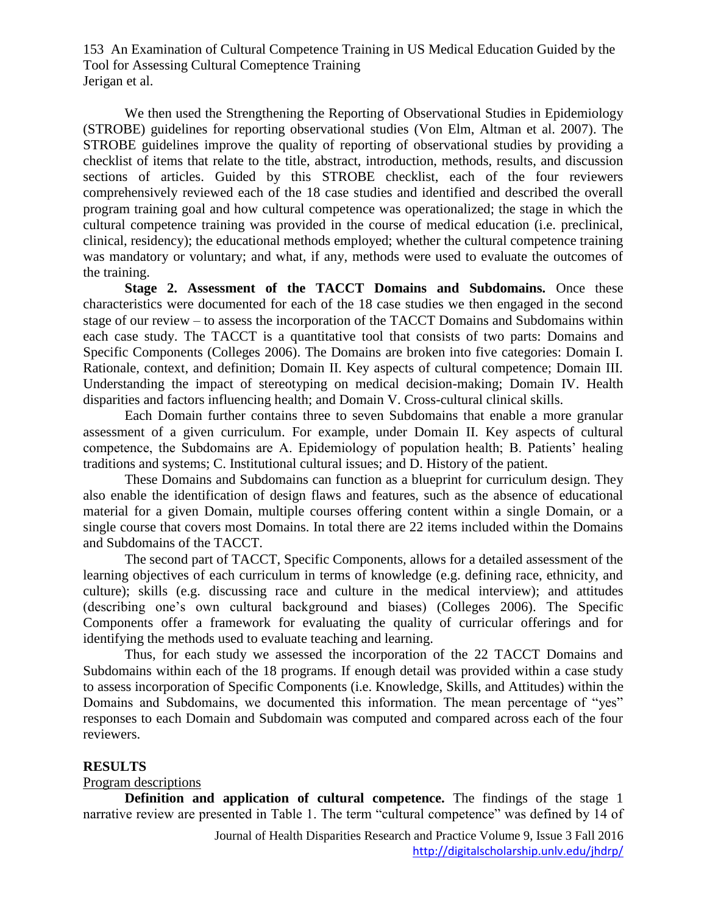We then used the Strengthening the Reporting of Observational Studies in Epidemiology (STROBE) guidelines for reporting observational studies (Von Elm, Altman et al. 2007). The STROBE guidelines improve the quality of reporting of observational studies by providing a checklist of items that relate to the title, abstract, introduction, methods, results, and discussion sections of articles. Guided by this STROBE checklist, each of the four reviewers comprehensively reviewed each of the 18 case studies and identified and described the overall program training goal and how cultural competence was operationalized; the stage in which the cultural competence training was provided in the course of medical education (i.e. preclinical, clinical, residency); the educational methods employed; whether the cultural competence training was mandatory or voluntary; and what, if any, methods were used to evaluate the outcomes of the training.

**Stage 2. Assessment of the TACCT Domains and Subdomains.** Once these characteristics were documented for each of the 18 case studies we then engaged in the second stage of our review – to assess the incorporation of the TACCT Domains and Subdomains within each case study. The TACCT is a quantitative tool that consists of two parts: Domains and Specific Components (Colleges 2006). The Domains are broken into five categories: Domain I. Rationale, context, and definition; Domain II. Key aspects of cultural competence; Domain III. Understanding the impact of stereotyping on medical decision-making; Domain IV. Health disparities and factors influencing health; and Domain V. Cross-cultural clinical skills.

Each Domain further contains three to seven Subdomains that enable a more granular assessment of a given curriculum. For example, under Domain II. Key aspects of cultural competence, the Subdomains are A. Epidemiology of population health; B. Patients' healing traditions and systems; C. Institutional cultural issues; and D. History of the patient.

These Domains and Subdomains can function as a blueprint for curriculum design. They also enable the identification of design flaws and features, such as the absence of educational material for a given Domain, multiple courses offering content within a single Domain, or a single course that covers most Domains. In total there are 22 items included within the Domains and Subdomains of the TACCT.

The second part of TACCT, Specific Components, allows for a detailed assessment of the learning objectives of each curriculum in terms of knowledge (e.g. defining race, ethnicity, and culture); skills (e.g. discussing race and culture in the medical interview); and attitudes (describing one's own cultural background and biases) (Colleges 2006). The Specific Components offer a framework for evaluating the quality of curricular offerings and for identifying the methods used to evaluate teaching and learning.

Thus, for each study we assessed the incorporation of the 22 TACCT Domains and Subdomains within each of the 18 programs. If enough detail was provided within a case study to assess incorporation of Specific Components (i.e. Knowledge, Skills, and Attitudes) within the Domains and Subdomains, we documented this information. The mean percentage of "yes" responses to each Domain and Subdomain was computed and compared across each of the four reviewers.

## RESULTS

Program descriptions

**Definition and application of cultural competence.** The findings of the stage 1 narrative review are presented in Table 1. The term "cultural competence" was defined by 14 of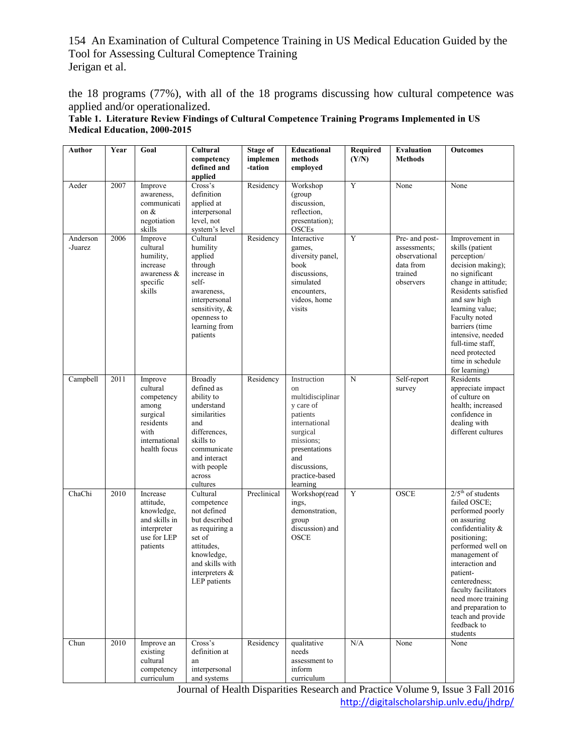the 18 programs (77%), with all of the 18 programs discussing how cultural competence was applied and/or operationalized.

**Table 1. Literature Review Findings of Cultural Competence Training Programs Implemented in US Medical Education, 2000-2015**

| Author | Year | Goal | Cultural competency defined and applied | Stage of implementation | Educational methods employed | Required (Y/N) | Evaluation Methods | Outcomes |
|---|---|---|---|---|---|---|---|---|
| Aeder | 2007 | Improve awareness, communication & negotiation skills | Cross's definition applied at interpersonal level, not system's level | Residency | Workshop (group discussion, reflection, presentation); OSCEs | Y | None | None |
| Anderson-Juarez | 2006 | Improve cultural humility, increase awareness & specific skills | Cultural humility applied through increase in self-awareness, interpersonal sensitivity, & openness to learning from patients | Residency | Interactive games, diversity panel, book discussions, simulated encounters, videos, home visits | Y | Pre- and post-assessments; observational data from trained observers | Improvement in skills (patient perception/ decision making); no significant change in attitude; Residents satisfied and saw high learning value; Faculty noted barriers (time intensive, needed full-time staff, need protected time in schedule for learning) |
| Campbell | 2011 | Improve cultural competency among surgical residents with international health focus | Broadly defined as ability to understand similarities and differences, skills to communicate and interact with people across cultures | Residency | Instruction on multidisciplinary care of patients international surgical missions; presentations and discussions, practice-based learning | N | Self-report survey | Residents appreciate impact of culture on health; increased confidence in dealing with different cultures |
| ChaChi | 2010 | Increase attitude, knowledge, and skills in interpreter use for LEP patients | Cultural competence not defined but described as requiring a set of attitudes, knowledge, and skills with interpreters & LEP patients | Preclinical | Workshop(readings, demonstration, group discussion) and OSCE | Y | OSCE | 2/5th of students failed OSCE; performed poorly on assuring confidentiality & positioning; performed well on management of interaction and patient-centeredness; faculty facilitators need more training and preparation to teach and provide feedback to students |
| Chun | 2010 | Improve an existing cultural competency curriculum | Cross's definition at an interpersonal and systems | Residency | qualitative needs assessment to inform curriculum | N/A | None | None |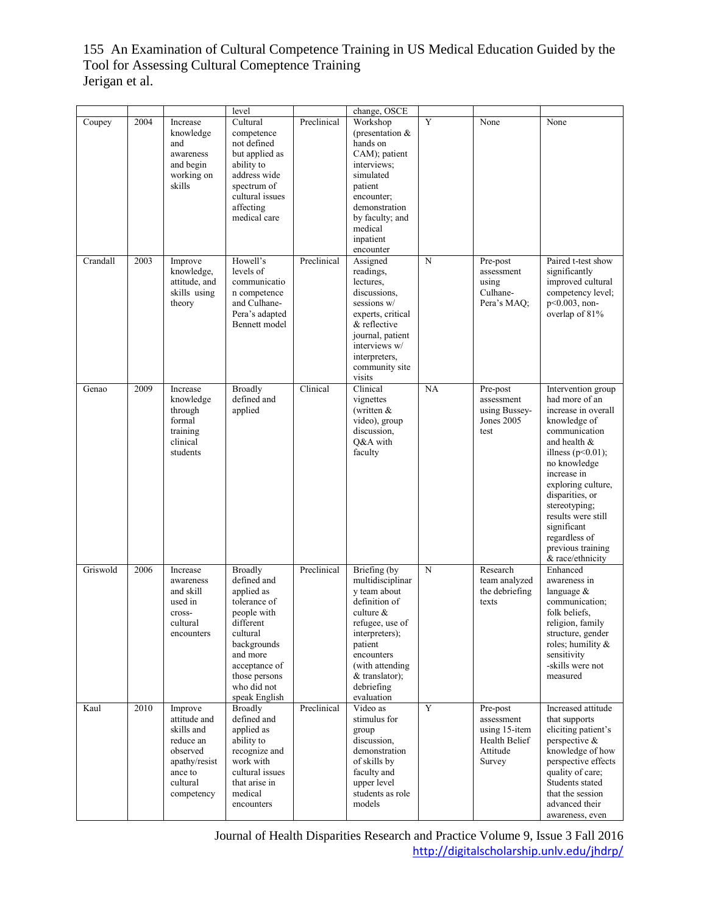| | | | | | | | | |
|---|---|---|---|---|---|---|---|---|
| | | | level | | change, OSCE | | | |
| Coupey | 2004 | Increase knowledge and awareness and begin working on skills | Cultural competence not defined but applied as ability to address wide spectrum of cultural issues affecting medical care | Preclinical | Workshop (presentation & hands on CAM); patient interviews; simulated patient encounter; demonstration by faculty; and medical inpatient encounter | Y | None | None |
| Crandall | 2003 | Improve knowledge, attitude, and skills using theory | Howell's levels of communication competence and Culhane-Pera's adapted Bennett model | Preclinical | Assigned readings, lectures, discussions, sessions w/ experts, critical & reflective journal, patient interviews w/ interpreters, community site visits | N | Pre-post assessment using Culhane-Pera's MAQ; | Paired t-test show significantly improved cultural competency level; p<0.003, non-overlap of 81% |
| Genao | 2009 | Increase knowledge through formal training clinical students | Broadly defined and applied | Clinical | Clinical vignettes (written & video), group discussion, Q&A with faculty | NA | Pre-post assessment using Bussey-Jones 2005 test | Intervention group had more of an increase in overall knowledge of communication and health & illness (p<0.01); no knowledge increase in exploring culture, disparities, or stereotyping; results were still significant regardless of previous training & race/ethnicity |
| Griswold | 2006 | Increase awareness and skill used in cross-cultural encounters | Broadly defined and applied as tolerance of people with different cultural backgrounds and more acceptance of those persons who did not speak English | Preclinical | Briefing (by multidisciplinary team about definition of culture & refugee, use of interpreters); patient encounters (with attending & translator); debriefing evaluation | N | Research team analyzed the debriefing texts | Enhanced awareness in language & communication; folk beliefs, religion, family structure, gender roles; humility & sensitivity -skills were not measured |
| Kaul | 2010 | Improve attitude and skills and reduce an observed apathy/resistance to cultural competency | Broadly defined and applied as ability to recognize and work with cultural issues that arise in medical encounters | Preclinical | Video as stimulus for group discussion, demonstration of skills by faculty and upper level students as role models | Y | Pre-post assessment using 15-item Health Belief Attitude Survey | Increased attitude that supports eliciting patient's perspective & knowledge of how perspective effects quality of care; Students stated that the session advanced their awareness, even |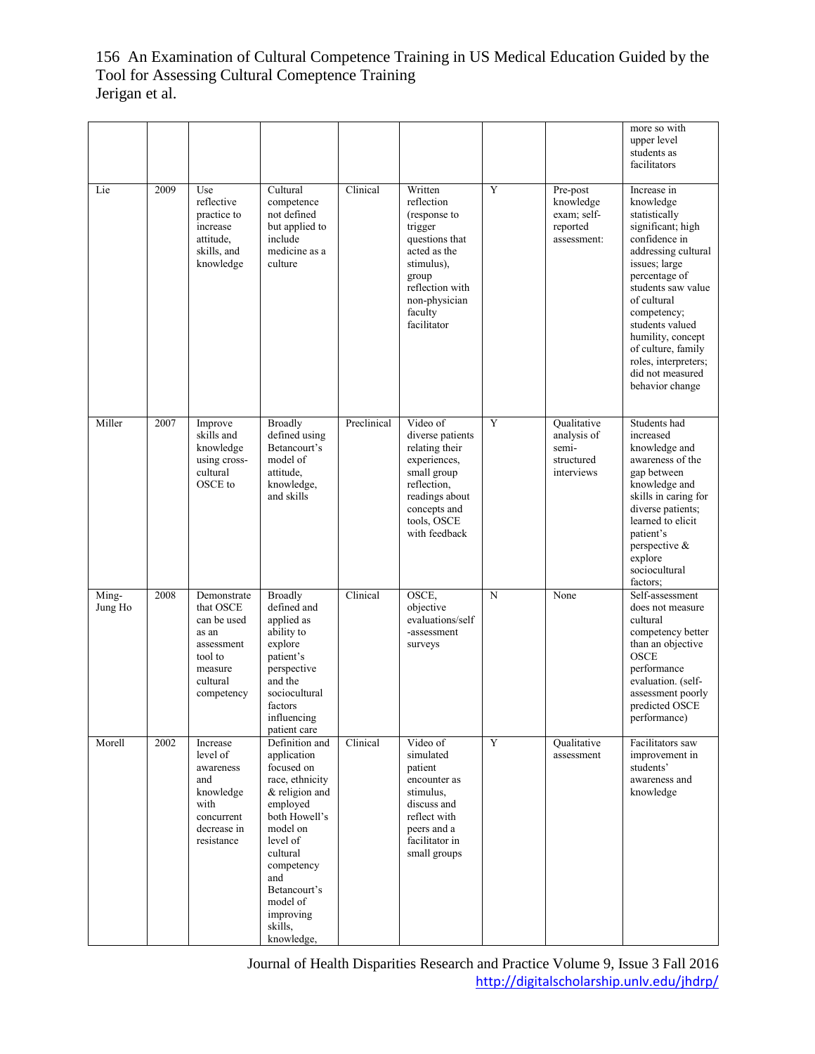| | | | | | | | | more so with upper level students as facilitators |
|---|---|---|---|---|---|---|---|---|
| Lie | 2009 | Use reflective practice to increase attitude, skills, and knowledge | Cultural competence not defined but applied to include medicine as a culture | Clinical | Written reflection (response to trigger questions that acted as the stimulus), group reflection with non-physician faculty facilitator | Y | Pre-post knowledge exam; self-reported assessment: | Increase in knowledge statistically significant; high confidence in addressing cultural issues; large percentage of students saw value of cultural competency; students valued humility, concept of culture, family roles, interpreters; did not measured behavior change |
| Miller | 2007 | Improve skills and knowledge using cross-cultural OSCE to | Broadly defined using Betancourt's model of attitude, knowledge, and skills | Preclinical | Video of diverse patients relating their experiences, small group reflection, readings about concepts and tools, OSCE with feedback | Y | Qualitative analysis of semi-structured interviews | Students had increased knowledge and awareness of the gap between knowledge and skills in caring for diverse patients; learned to elicit patient's perspective & explore sociocultural factors; |
| Ming-Jung Ho | 2008 | Demonstrate that OSCE can be used as an assessment tool to measure cultural competency | Broadly defined and applied as ability to explore patient's perspective and the sociocultural factors influencing patient care | Clinical | OSCE, objective evaluations/self-assessment surveys | N | None | Self-assessment does not measure cultural competency better than an objective OSCE performance evaluation. (self-assessment poorly predicted OSCE performance) |
| Morell | 2002 | Increase level of awareness and knowledge with concurrent decrease in resistance | Definition and application focused on race, ethnicity & religion and employed both Howell's model on level of cultural competency and Betancourt's model of improving skills, knowledge, | Clinical | Video of simulated patient encounter as stimulus, discuss and reflect with peers and a facilitator in small groups | Y | Qualitative assessment | Facilitators saw improvement in students' awareness and knowledge |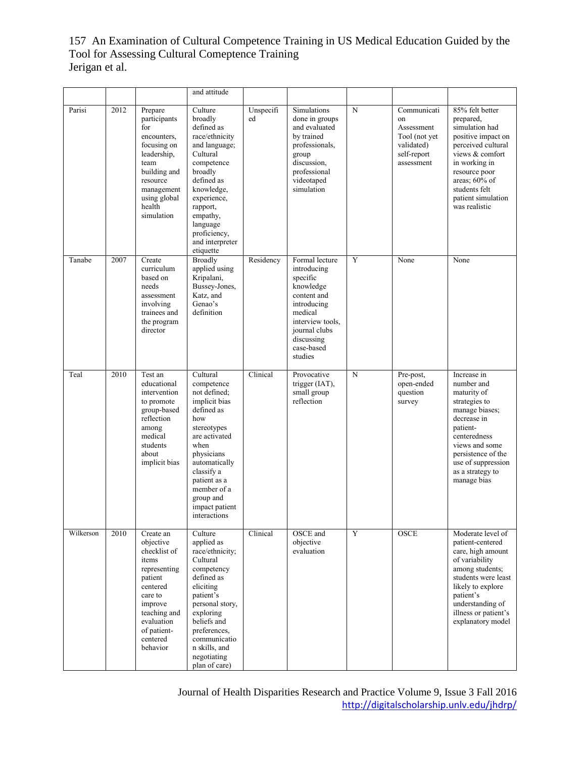| | | | | | | | | |
|---|---|---|---|---|---|---|---|---|
| | | | and attitude | | | | | |
| Parisi | 2012 | Prepare participants for encounters, focusing on leadership, team building and resource management using global health simulation | Culture broadly defined as race/ethnicity and language; Cultural competence broadly defined as knowledge, experience, rapport, empathy, language proficiency, and interpreter etiquette | Unspecified | Simulations done in groups and evaluated by trained professionals, group discussion, professional videotaped simulation | N | Communication Assessment Tool (not yet validated) self-report assessment | 85% felt better prepared, simulation had positive impact on perceived cultural views & comfort in working in resource poor areas; 60% of students felt patient simulation was realistic |
| Tanabe | 2007 | Create curriculum based on needs assessment involving trainees and the program director | Broadly applied using Kripalani, Bussey-Jones, Katz, and Genao's definition | Residency | Formal lecture introducing specific knowledge content and introducing medical interview tools, journal clubs discussing case-based studies | Y | None | None |
| Teal | 2010 | Test an educational intervention to promote group-based reflection among medical students about implicit bias | Cultural competence not defined; implicit bias defined as how stereotypes are activated when physicians automatically classify a patient as a member of a group and impact patient interactions | Clinical | Provocative trigger (IAT), small group reflection | N | Pre-post, open-ended question survey | Increase in number and maturity of strategies to manage biases; decrease in patient-centeredness views and some persistence of the use of suppression as a strategy to manage bias |
| Wilkerson | 2010 | Create an objective checklist of items representing patient centered care to improve teaching and evaluation of patient-centered behavior | Culture applied as race/ethnicity; Cultural competency defined as eliciting patient's personal story, exploring beliefs and preferences, communication skills, and negotiating plan of care) | Clinical | OSCE and objective evaluation | Y | OSCE | Moderate level of patient-centered care, high amount of variability among students; students were least likely to explore patient's understanding of illness or patient's explanatory model |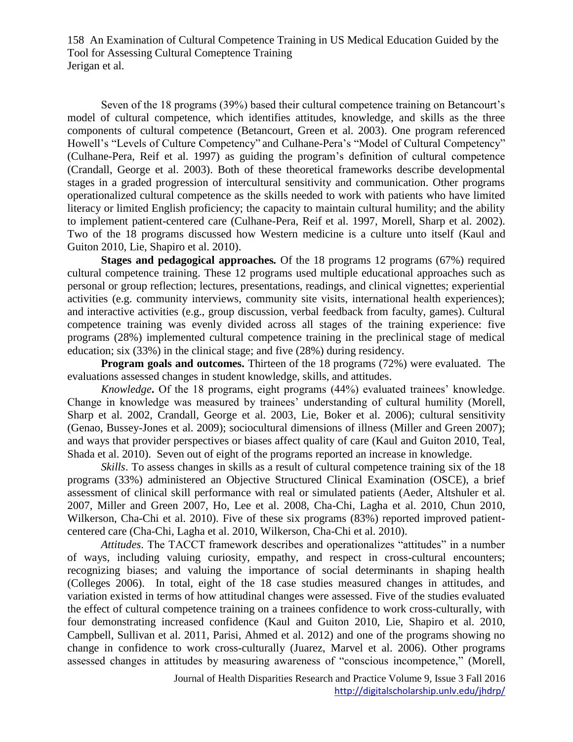Seven of the 18 programs (39%) based their cultural competence training on Betancourt's model of cultural competence, which identifies attitudes, knowledge, and skills as the three components of cultural competence (Betancourt, Green et al. 2003). One program referenced Howell's "Levels of Culture Competency" and Culhane-Pera's "Model of Cultural Competency" (Culhane-Pera, Reif et al. 1997) as guiding the program's definition of cultural competence (Crandall, George et al. 2003). Both of these theoretical frameworks describe developmental stages in a graded progression of intercultural sensitivity and communication. Other programs operationalized cultural competence as the skills needed to work with patients who have limited literacy or limited English proficiency; the capacity to maintain cultural humility; and the ability to implement patient-centered care (Culhane-Pera, Reif et al. 1997, Morell, Sharp et al. 2002). Two of the 18 programs discussed how Western medicine is a culture unto itself (Kaul and Guiton 2010, Lie, Shapiro et al. 2010).

**Stages and pedagogical approaches.** Of the 18 programs 12 programs (67%) required cultural competence training. These 12 programs used multiple educational approaches such as personal or group reflection; lectures, presentations, readings, and clinical vignettes; experiential activities (e.g. community interviews, community site visits, international health experiences); and interactive activities (e.g., group discussion, verbal feedback from faculty, games). Cultural competence training was evenly divided across all stages of the training experience: five programs (28%) implemented cultural competence training in the preclinical stage of medical education; six (33%) in the clinical stage; and five (28%) during residency.

**Program goals and outcomes.** Thirteen of the 18 programs (72%) were evaluated. The evaluations assessed changes in student knowledge, skills, and attitudes.

*Knowledge***.** Of the 18 programs, eight programs (44%) evaluated trainees' knowledge. Change in knowledge was measured by trainees' understanding of cultural humility (Morell, Sharp et al. 2002, Crandall, George et al. 2003, Lie, Boker et al. 2006); cultural sensitivity (Genao, Bussey-Jones et al. 2009); sociocultural dimensions of illness (Miller and Green 2007); and ways that provider perspectives or biases affect quality of care (Kaul and Guiton 2010, Teal, Shada et al. 2010). Seven out of eight of the programs reported an increase in knowledge.

*Skills*. To assess changes in skills as a result of cultural competence training six of the 18 programs (33%) administered an Objective Structured Clinical Examination (OSCE), a brief assessment of clinical skill performance with real or simulated patients (Aeder, Altshuler et al. 2007, Miller and Green 2007, Ho, Lee et al. 2008, Cha-Chi, Lagha et al. 2010, Chun 2010, Wilkerson, Cha-Chi et al. 2010). Five of these six programs (83%) reported improved patient-centered care (Cha-Chi, Lagha et al. 2010, Wilkerson, Cha-Chi et al. 2010).

*Attitudes*. The TACCT framework describes and operationalizes "attitudes" in a number of ways, including valuing curiosity, empathy, and respect in cross-cultural encounters; recognizing biases; and valuing the importance of social determinants in shaping health (Colleges 2006). In total, eight of the 18 case studies measured changes in attitudes, and variation existed in terms of how attitudinal changes were assessed. Five of the studies evaluated the effect of cultural competence training on a trainees confidence to work cross-culturally, with four demonstrating increased confidence (Kaul and Guiton 2010, Lie, Shapiro et al. 2010, Campbell, Sullivan et al. 2011, Parisi, Ahmed et al. 2012) and one of the programs showing no change in confidence to work cross-culturally (Juarez, Marvel et al. 2006). Other programs assessed changes in attitudes by measuring awareness of "conscious incompetence," (Morell,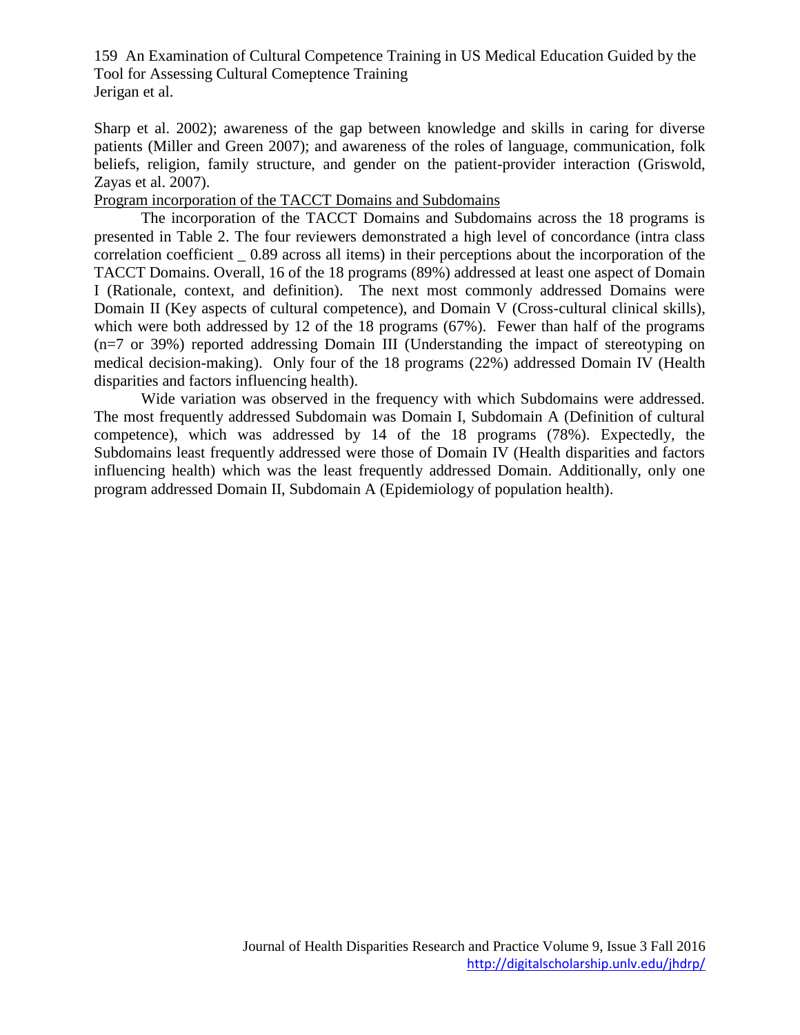Sharp et al. 2002); awareness of the gap between knowledge and skills in caring for diverse patients (Miller and Green 2007); and awareness of the roles of language, communication, folk beliefs, religion, family structure, and gender on the patient-provider interaction (Griswold, Zayas et al. 2007).

Program incorporation of the TACCT Domains and Subdomains

The incorporation of the TACCT Domains and Subdomains across the 18 programs is presented in Table 2. The four reviewers demonstrated a high level of concordance (intra class correlation coefficient _ 0.89 across all items) in their perceptions about the incorporation of the TACCT Domains. Overall, 16 of the 18 programs (89%) addressed at least one aspect of Domain I (Rationale, context, and definition). The next most commonly addressed Domains were Domain II (Key aspects of cultural competence), and Domain V (Cross-cultural clinical skills), which were both addressed by 12 of the 18 programs (67%). Fewer than half of the programs (n=7 or 39%) reported addressing Domain III (Understanding the impact of stereotyping on medical decision-making). Only four of the 18 programs (22%) addressed Domain IV (Health disparities and factors influencing health).

Wide variation was observed in the frequency with which Subdomains were addressed. The most frequently addressed Subdomain was Domain I, Subdomain A (Definition of cultural competence), which was addressed by 14 of the 18 programs (78%). Expectedly, the Subdomains least frequently addressed were those of Domain IV (Health disparities and factors influencing health) which was the least frequently addressed Domain. Additionally, only one program addressed Domain II, Subdomain A (Epidemiology of population health).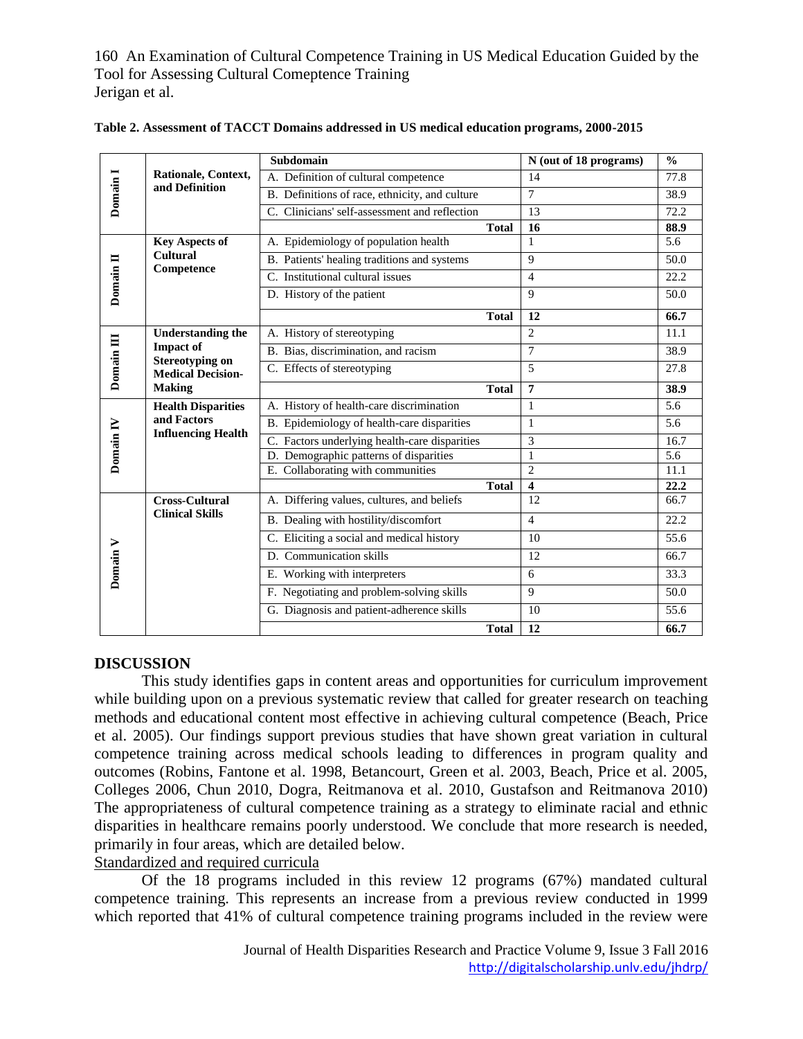**Table 2. Assessment of TACCT Domains addressed in US medical education programs, 2000-2015**

| | | Subdomain | N (out of 18 programs) | % |
|---|---|---|---|---|
| Domain I | Rationale, Context, and Definition | A. Definition of cultural competence | 14 | 77.8 |
| | | B. Definitions of race, ethnicity, and culture | 7 | 38.9 |
| | | C. Clinicians' self-assessment and reflection | 13 | 72.2 |
| | | **Total** | **16** | **88.9** |
| Domain II | Key Aspects of Cultural Competence | A. Epidemiology of population health | 1 | 5.6 |
| | | B. Patients' healing traditions and systems | 9 | 50.0 |
| | | C. Institutional cultural issues | 4 | 22.2 |
| | | D. History of the patient | 9 | 50.0 |
| | | **Total** | **12** | **66.7** |
| Domain III | Understanding the Impact of Stereotyping on Medical Decision-Making | A. History of stereotyping | 2 | 11.1 |
| | | B. Bias, discrimination, and racism | 7 | 38.9 |
| | | C. Effects of stereotyping | 5 | 27.8 |
| | | **Total** | **7** | **38.9** |
| Domain IV | Health Disparities and Factors Influencing Health | A. History of health-care discrimination | 1 | 5.6 |
| | | B. Epidemiology of health-care disparities | 1 | 5.6 |
| | | C. Factors underlying health-care disparities | 3 | 16.7 |
| | | D. Demographic patterns of disparities | 1 | 5.6 |
| | | E. Collaborating with communities | 2 | 11.1 |
| | | **Total** | **4** | **22.2** |
| Domain V | Cross-Cultural Clinical Skills | A. Differing values, cultures, and beliefs | 12 | 66.7 |
| | | B. Dealing with hostility/discomfort | 4 | 22.2 |
| | | C. Eliciting a social and medical history | 10 | 55.6 |
| | | D. Communication skills | 12 | 66.7 |
| | | E. Working with interpreters | 6 | 33.3 |
| | | F. Negotiating and problem-solving skills | 9 | 50.0 |
| | | G. Diagnosis and patient-adherence skills | 10 | 55.6 |
| | | **Total** | **12** | **66.7** |

## DISCUSSION

This study identifies gaps in content areas and opportunities for curriculum improvement while building upon on a previous systematic review that called for greater research on teaching methods and educational content most effective in achieving cultural competence (Beach, Price et al. 2005). Our findings support previous studies that have shown great variation in cultural competence training across medical schools leading to differences in program quality and outcomes (Robins, Fantone et al. 1998, Betancourt, Green et al. 2003, Beach, Price et al. 2005, Colleges 2006, Chun 2010, Dogra, Reitmanova et al. 2010, Gustafson and Reitmanova 2010) The appropriateness of cultural competence training as a strategy to eliminate racial and ethnic disparities in healthcare remains poorly understood. We conclude that more research is needed, primarily in four areas, which are detailed below.

Standardized and required curricula

Of the 18 programs included in this review 12 programs (67%) mandated cultural competence training. This represents an increase from a previous review conducted in 1999 which reported that 41% of cultural competence training programs included in the review were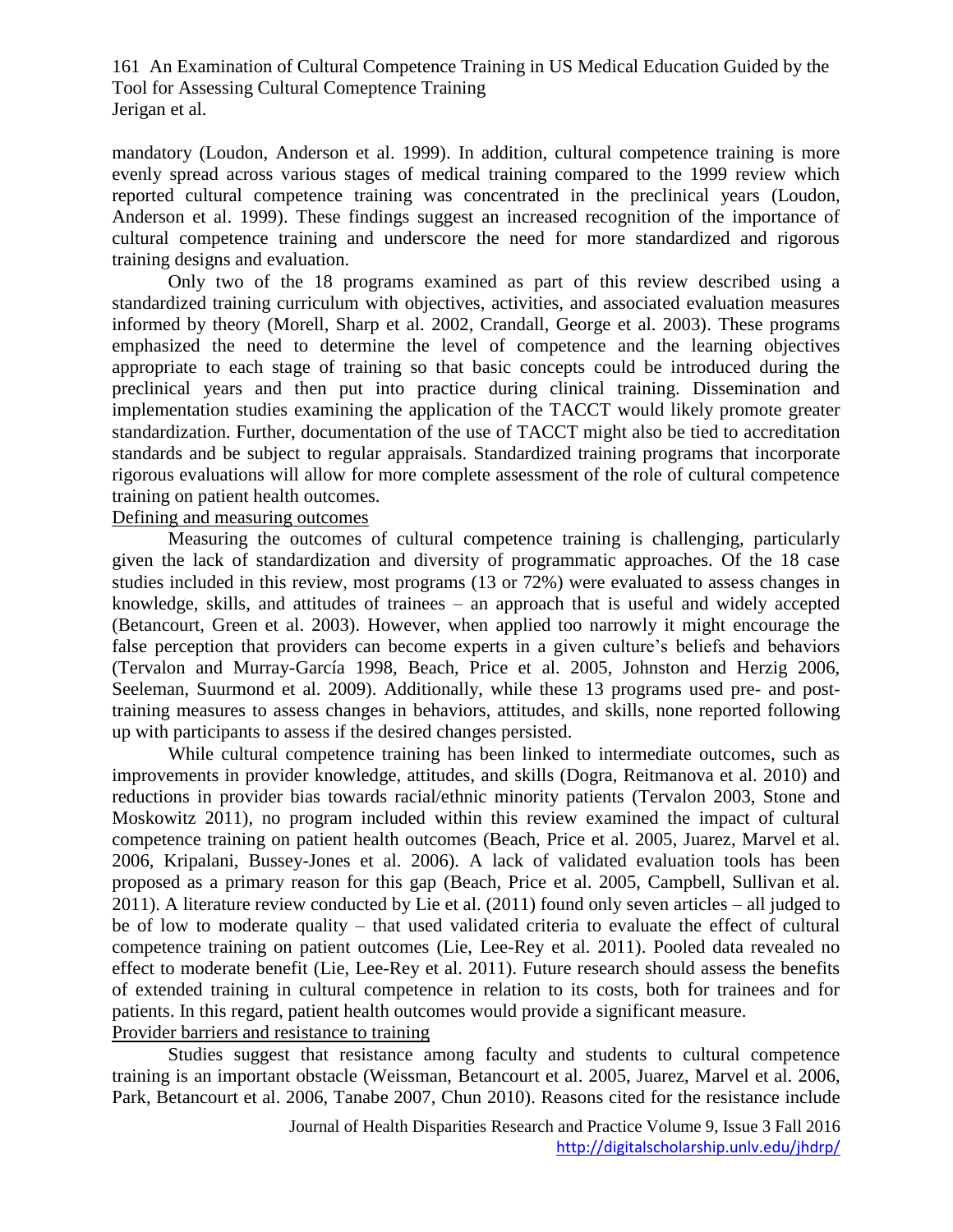mandatory (Loudon, Anderson et al. 1999). In addition, cultural competence training is more evenly spread across various stages of medical training compared to the 1999 review which reported cultural competence training was concentrated in the preclinical years (Loudon, Anderson et al. 1999). These findings suggest an increased recognition of the importance of cultural competence training and underscore the need for more standardized and rigorous training designs and evaluation.

Only two of the 18 programs examined as part of this review described using a standardized training curriculum with objectives, activities, and associated evaluation measures informed by theory (Morell, Sharp et al. 2002, Crandall, George et al. 2003). These programs emphasized the need to determine the level of competence and the learning objectives appropriate to each stage of training so that basic concepts could be introduced during the preclinical years and then put into practice during clinical training. Dissemination and implementation studies examining the application of the TACCT would likely promote greater standardization. Further, documentation of the use of TACCT might also be tied to accreditation standards and be subject to regular appraisals. Standardized training programs that incorporate rigorous evaluations will allow for more complete assessment of the role of cultural competence training on patient health outcomes.

Defining and measuring outcomes

Measuring the outcomes of cultural competence training is challenging, particularly given the lack of standardization and diversity of programmatic approaches. Of the 18 case studies included in this review, most programs (13 or 72%) were evaluated to assess changes in knowledge, skills, and attitudes of trainees – an approach that is useful and widely accepted (Betancourt, Green et al. 2003). However, when applied too narrowly it might encourage the false perception that providers can become experts in a given culture's beliefs and behaviors (Tervalon and Murray-García 1998, Beach, Price et al. 2005, Johnston and Herzig 2006, Seeleman, Suurmond et al. 2009). Additionally, while these 13 programs used pre- and post-training measures to assess changes in behaviors, attitudes, and skills, none reported following up with participants to assess if the desired changes persisted.

While cultural competence training has been linked to intermediate outcomes, such as improvements in provider knowledge, attitudes, and skills (Dogra, Reitmanova et al. 2010) and reductions in provider bias towards racial/ethnic minority patients (Tervalon 2003, Stone and Moskowitz 2011), no program included within this review examined the impact of cultural competence training on patient health outcomes (Beach, Price et al. 2005, Juarez, Marvel et al. 2006, Kripalani, Bussey-Jones et al. 2006). A lack of validated evaluation tools has been proposed as a primary reason for this gap (Beach, Price et al. 2005, Campbell, Sullivan et al. 2011). A literature review conducted by Lie et al. (2011) found only seven articles – all judged to be of low to moderate quality – that used validated criteria to evaluate the effect of cultural competence training on patient outcomes (Lie, Lee-Rey et al. 2011). Pooled data revealed no effect to moderate benefit (Lie, Lee-Rey et al. 2011). Future research should assess the benefits of extended training in cultural competence in relation to its costs, both for trainees and for patients. In this regard, patient health outcomes would provide a significant measure.

Provider barriers and resistance to training

Studies suggest that resistance among faculty and students to cultural competence training is an important obstacle (Weissman, Betancourt et al. 2005, Juarez, Marvel et al. 2006, Park, Betancourt et al. 2006, Tanabe 2007, Chun 2010). Reasons cited for the resistance include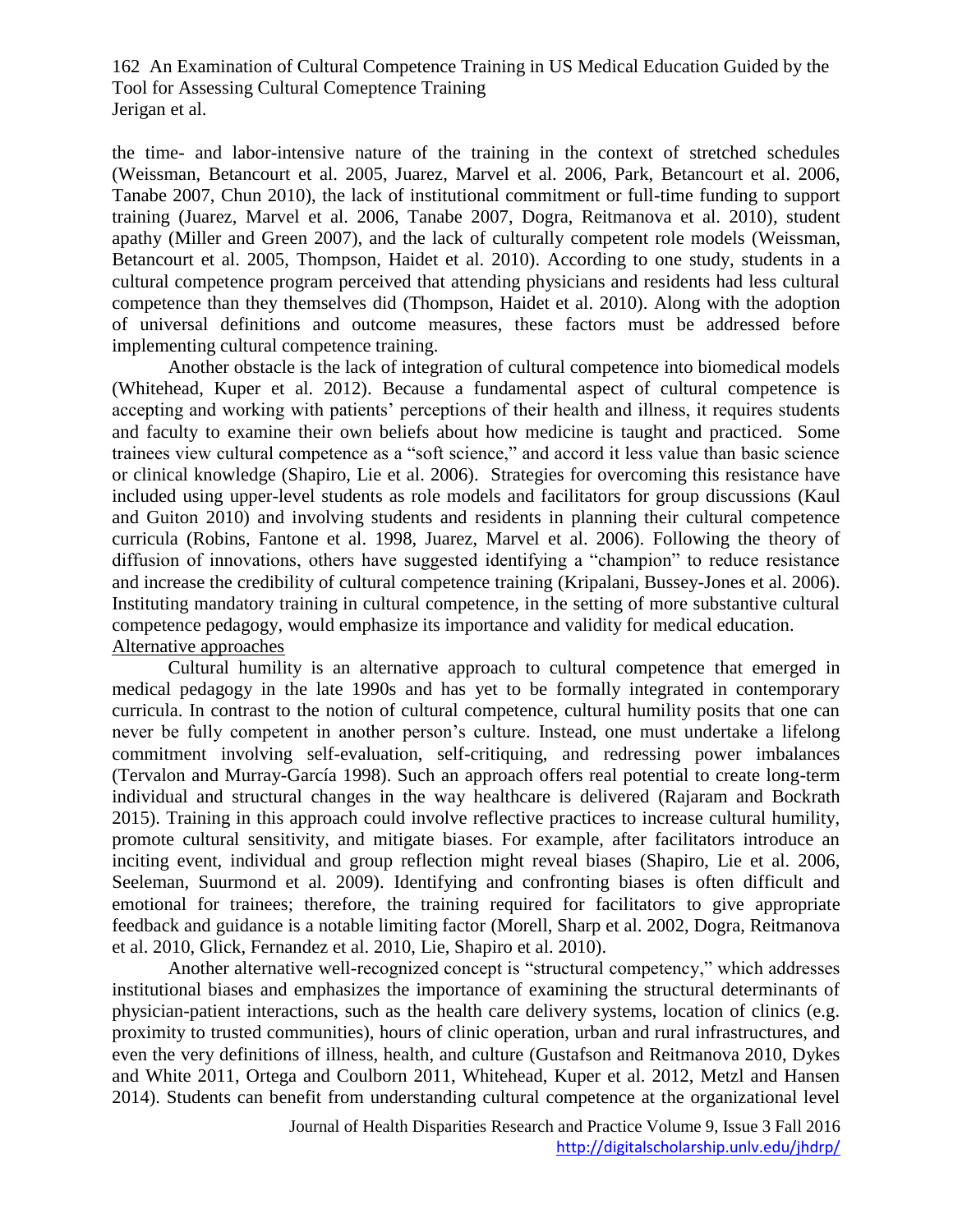the time- and labor-intensive nature of the training in the context of stretched schedules (Weissman, Betancourt et al. 2005, Juarez, Marvel et al. 2006, Park, Betancourt et al. 2006, Tanabe 2007, Chun 2010), the lack of institutional commitment or full-time funding to support training (Juarez, Marvel et al. 2006, Tanabe 2007, Dogra, Reitmanova et al. 2010), student apathy (Miller and Green 2007), and the lack of culturally competent role models (Weissman, Betancourt et al. 2005, Thompson, Haidet et al. 2010). According to one study, students in a cultural competence program perceived that attending physicians and residents had less cultural competence than they themselves did (Thompson, Haidet et al. 2010). Along with the adoption of universal definitions and outcome measures, these factors must be addressed before implementing cultural competence training.

Another obstacle is the lack of integration of cultural competence into biomedical models (Whitehead, Kuper et al. 2012). Because a fundamental aspect of cultural competence is accepting and working with patients' perceptions of their health and illness, it requires students and faculty to examine their own beliefs about how medicine is taught and practiced. Some trainees view cultural competence as a "soft science," and accord it less value than basic science or clinical knowledge (Shapiro, Lie et al. 2006). Strategies for overcoming this resistance have included using upper-level students as role models and facilitators for group discussions (Kaul and Guiton 2010) and involving students and residents in planning their cultural competence curricula (Robins, Fantone et al. 1998, Juarez, Marvel et al. 2006). Following the theory of diffusion of innovations, others have suggested identifying a "champion" to reduce resistance and increase the credibility of cultural competence training (Kripalani, Bussey-Jones et al. 2006). Instituting mandatory training in cultural competence, in the setting of more substantive cultural competence pedagogy, would emphasize its importance and validity for medical education.

Alternative approaches

Cultural humility is an alternative approach to cultural competence that emerged in medical pedagogy in the late 1990s and has yet to be formally integrated in contemporary curricula. In contrast to the notion of cultural competence, cultural humility posits that one can never be fully competent in another person's culture. Instead, one must undertake a lifelong commitment involving self-evaluation, self-critiquing, and redressing power imbalances (Tervalon and Murray-García 1998). Such an approach offers real potential to create long-term individual and structural changes in the way healthcare is delivered (Rajaram and Bockrath 2015). Training in this approach could involve reflective practices to increase cultural humility, promote cultural sensitivity, and mitigate biases. For example, after facilitators introduce an inciting event, individual and group reflection might reveal biases (Shapiro, Lie et al. 2006, Seeleman, Suurmond et al. 2009). Identifying and confronting biases is often difficult and emotional for trainees; therefore, the training required for facilitators to give appropriate feedback and guidance is a notable limiting factor (Morell, Sharp et al. 2002, Dogra, Reitmanova et al. 2010, Glick, Fernandez et al. 2010, Lie, Shapiro et al. 2010).

Another alternative well-recognized concept is "structural competency," which addresses institutional biases and emphasizes the importance of examining the structural determinants of physician-patient interactions, such as the health care delivery systems, location of clinics (e.g. proximity to trusted communities), hours of clinic operation, urban and rural infrastructures, and even the very definitions of illness, health, and culture (Gustafson and Reitmanova 2010, Dykes and White 2011, Ortega and Coulborn 2011, Whitehead, Kuper et al. 2012, Metzl and Hansen 2014). Students can benefit from understanding cultural competence at the organizational level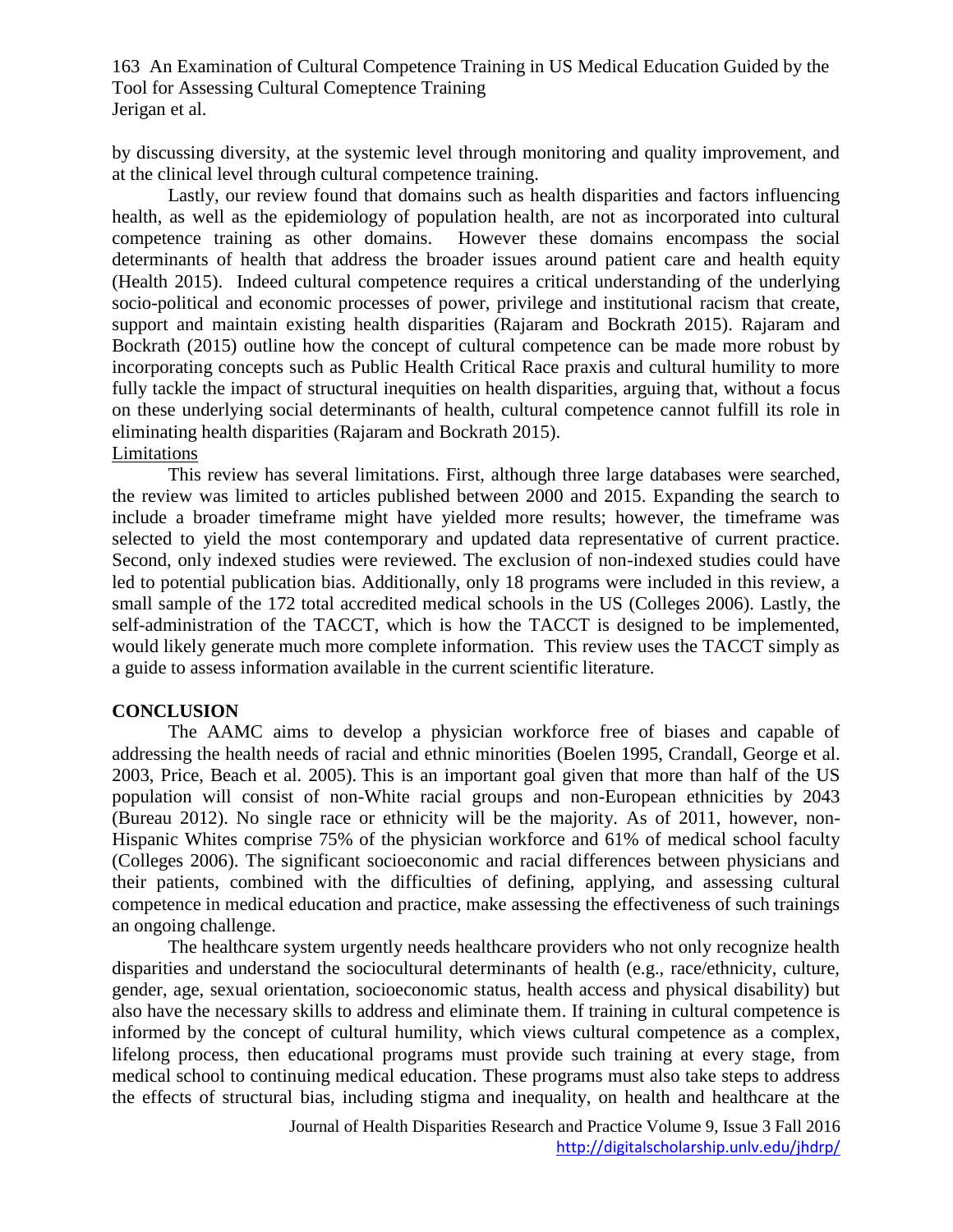by discussing diversity, at the systemic level through monitoring and quality improvement, and at the clinical level through cultural competence training.

Lastly, our review found that domains such as health disparities and factors influencing health, as well as the epidemiology of population health, are not as incorporated into cultural competence training as other domains. However these domains encompass the social determinants of health that address the broader issues around patient care and health equity (Health 2015). Indeed cultural competence requires a critical understanding of the underlying socio-political and economic processes of power, privilege and institutional racism that create, support and maintain existing health disparities (Rajaram and Bockrath 2015). Rajaram and Bockrath (2015) outline how the concept of cultural competence can be made more robust by incorporating concepts such as Public Health Critical Race praxis and cultural humility to more fully tackle the impact of structural inequities on health disparities, arguing that, without a focus on these underlying social determinants of health, cultural competence cannot fulfill its role in eliminating health disparities (Rajaram and Bockrath 2015).

Limitations

This review has several limitations. First, although three large databases were searched, the review was limited to articles published between 2000 and 2015. Expanding the search to include a broader timeframe might have yielded more results; however, the timeframe was selected to yield the most contemporary and updated data representative of current practice. Second, only indexed studies were reviewed. The exclusion of non-indexed studies could have led to potential publication bias. Additionally, only 18 programs were included in this review, a small sample of the 172 total accredited medical schools in the US (Colleges 2006). Lastly, the self-administration of the TACCT, which is how the TACCT is designed to be implemented, would likely generate much more complete information. This review uses the TACCT simply as a guide to assess information available in the current scientific literature.

## CONCLUSION

The AAMC aims to develop a physician workforce free of biases and capable of addressing the health needs of racial and ethnic minorities (Boelen 1995, Crandall, George et al. 2003, Price, Beach et al. 2005). This is an important goal given that more than half of the US population will consist of non-White racial groups and non-European ethnicities by 2043 (Bureau 2012). No single race or ethnicity will be the majority. As of 2011, however, non-Hispanic Whites comprise 75% of the physician workforce and 61% of medical school faculty (Colleges 2006). The significant socioeconomic and racial differences between physicians and their patients, combined with the difficulties of defining, applying, and assessing cultural competence in medical education and practice, make assessing the effectiveness of such trainings an ongoing challenge.

The healthcare system urgently needs healthcare providers who not only recognize health disparities and understand the sociocultural determinants of health (e.g., race/ethnicity, culture, gender, age, sexual orientation, socioeconomic status, health access and physical disability) but also have the necessary skills to address and eliminate them. If training in cultural competence is informed by the concept of cultural humility, which views cultural competence as a complex, lifelong process, then educational programs must provide such training at every stage, from medical school to continuing medical education. These programs must also take steps to address the effects of structural bias, including stigma and inequality, on health and healthcare at the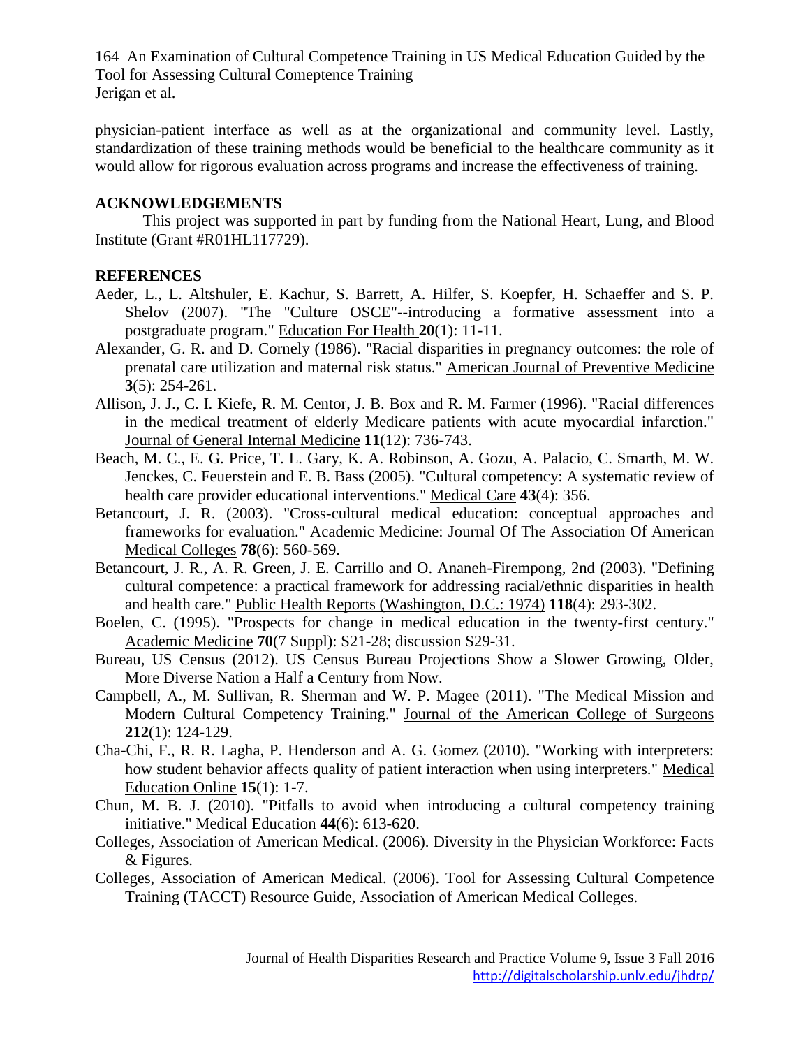physician-patient interface as well as at the organizational and community level. Lastly, standardization of these training methods would be beneficial to the healthcare community as it would allow for rigorous evaluation across programs and increase the effectiveness of training.

## ACKNOWLEDGEMENTS

This project was supported in part by funding from the National Heart, Lung, and Blood Institute (Grant #R01HL117729).

## REFERENCES

Aeder, L., L. Altshuler, E. Kachur, S. Barrett, A. Hilfer, S. Koepfer, H. Schaeffer and S. P. Shelov (2007). "The "Culture OSCE"--introducing a formative assessment into a postgraduate program." Education For Health **20**(1): 11-11.

Alexander, G. R. and D. Cornely (1986). "Racial disparities in pregnancy outcomes: the role of prenatal care utilization and maternal risk status." American Journal of Preventive Medicine **3**(5): 254-261.

Allison, J. J., C. I. Kiefe, R. M. Centor, J. B. Box and R. M. Farmer (1996). "Racial differences in the medical treatment of elderly Medicare patients with acute myocardial infarction." Journal of General Internal Medicine **11**(12): 736-743.

Beach, M. C., E. G. Price, T. L. Gary, K. A. Robinson, A. Gozu, A. Palacio, C. Smarth, M. W. Jenckes, C. Feuerstein and E. B. Bass (2005). "Cultural competency: A systematic review of health care provider educational interventions." Medical Care **43**(4): 356.

Betancourt, J. R. (2003). "Cross-cultural medical education: conceptual approaches and frameworks for evaluation." Academic Medicine: Journal Of The Association Of American Medical Colleges **78**(6): 560-569.

Betancourt, J. R., A. R. Green, J. E. Carrillo and O. Ananeh-Firempong, 2nd (2003). "Defining cultural competence: a practical framework for addressing racial/ethnic disparities in health and health care." Public Health Reports (Washington, D.C.: 1974) **118**(4): 293-302.

Boelen, C. (1995). "Prospects for change in medical education in the twenty-first century." Academic Medicine **70**(7 Suppl): S21-28; discussion S29-31.

Bureau, US Census (2012). US Census Bureau Projections Show a Slower Growing, Older, More Diverse Nation a Half a Century from Now.

Campbell, A., M. Sullivan, R. Sherman and W. P. Magee (2011). "The Medical Mission and Modern Cultural Competency Training." Journal of the American College of Surgeons **212**(1): 124-129.

Cha-Chi, F., R. R. Lagha, P. Henderson and A. G. Gomez (2010). "Working with interpreters: how student behavior affects quality of patient interaction when using interpreters." Medical Education Online **15**(1): 1-7.

Chun, M. B. J. (2010). "Pitfalls to avoid when introducing a cultural competency training initiative." Medical Education **44**(6): 613-620.

Colleges, Association of American Medical. (2006). Diversity in the Physician Workforce: Facts & Figures.

Colleges, Association of American Medical. (2006). Tool for Assessing Cultural Competence Training (TACCT) Resource Guide, Association of American Medical Colleges.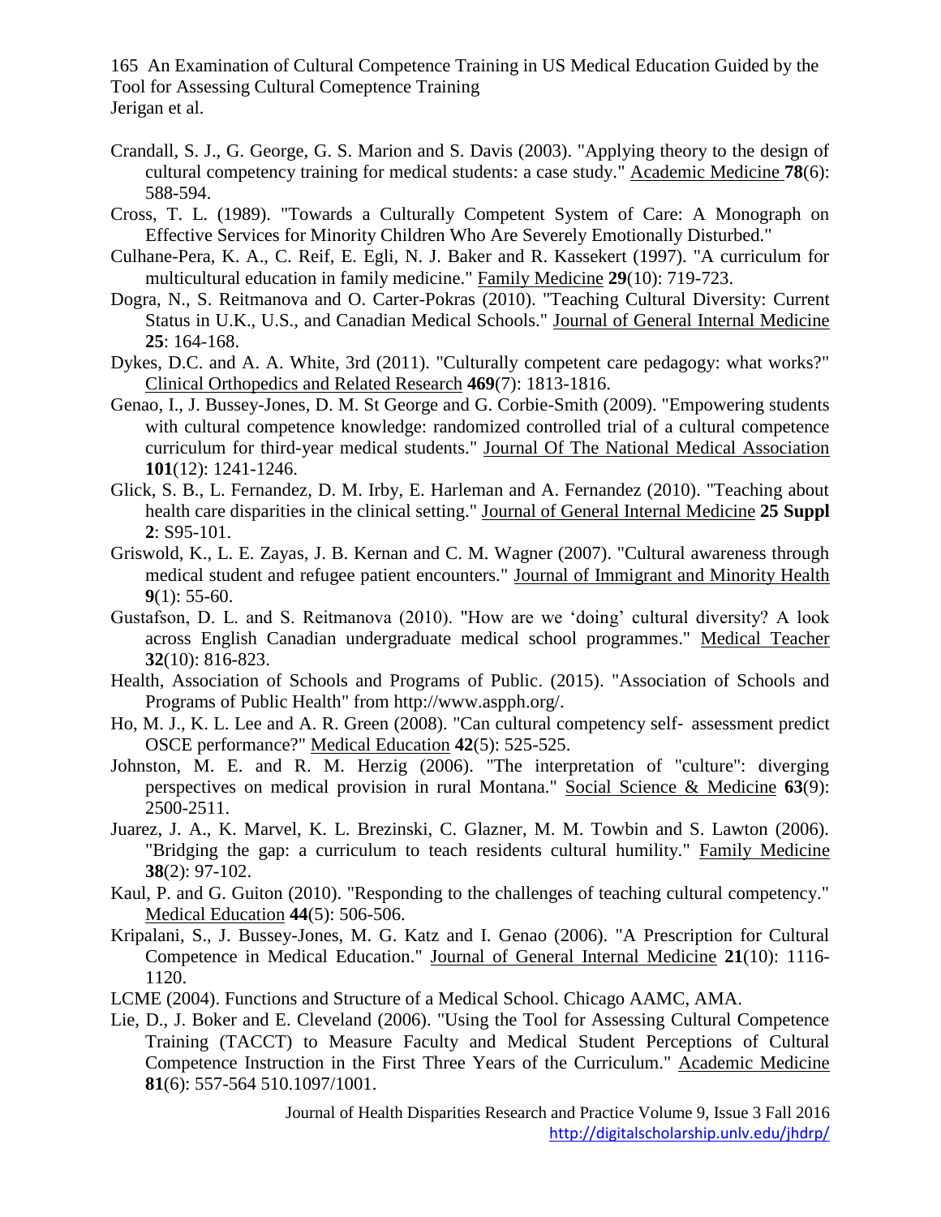Crandall, S. J., G. George, G. S. Marion and S. Davis (2003). "Applying theory to the design of cultural competency training for medical students: a case study." Academic Medicine **78**(6): 588-594.

Cross, T. L. (1989). "Towards a Culturally Competent System of Care: A Monograph on Effective Services for Minority Children Who Are Severely Emotionally Disturbed."

Culhane-Pera, K. A., C. Reif, E. Egli, N. J. Baker and R. Kassekert (1997). "A curriculum for multicultural education in family medicine." Family Medicine **29**(10): 719-723.

Dogra, N., S. Reitmanova and O. Carter-Pokras (2010). "Teaching Cultural Diversity: Current Status in U.K., U.S., and Canadian Medical Schools." Journal of General Internal Medicine **25**: 164-168.

Dykes, D.C. and A. A. White, 3rd (2011). "Culturally competent care pedagogy: what works?" Clinical Orthopedics and Related Research **469**(7): 1813-1816.

Genao, I., J. Bussey-Jones, D. M. St George and G. Corbie-Smith (2009). "Empowering students with cultural competence knowledge: randomized controlled trial of a cultural competence curriculum for third-year medical students." Journal Of The National Medical Association **101**(12): 1241-1246.

Glick, S. B., L. Fernandez, D. M. Irby, E. Harleman and A. Fernandez (2010). "Teaching about health care disparities in the clinical setting." Journal of General Internal Medicine **25 Suppl 2**: S95-101.

Griswold, K., L. E. Zayas, J. B. Kernan and C. M. Wagner (2007). "Cultural awareness through medical student and refugee patient encounters." Journal of Immigrant and Minority Health **9**(1): 55-60.

Gustafson, D. L. and S. Reitmanova (2010). "How are we 'doing' cultural diversity? A look across English Canadian undergraduate medical school programmes." Medical Teacher **32**(10): 816-823.

Health, Association of Schools and Programs of Public. (2015). "Association of Schools and Programs of Public Health" from http://www.aspph.org/.

Ho, M. J., K. L. Lee and A. R. Green (2008). "Can cultural competency self- assessment predict OSCE performance?" Medical Education **42**(5): 525-525.

Johnston, M. E. and R. M. Herzig (2006). "The interpretation of "culture": diverging perspectives on medical provision in rural Montana." Social Science & Medicine **63**(9): 2500-2511.

Juarez, J. A., K. Marvel, K. L. Brezinski, C. Glazner, M. M. Towbin and S. Lawton (2006). "Bridging the gap: a curriculum to teach residents cultural humility." Family Medicine **38**(2): 97-102.

Kaul, P. and G. Guiton (2010). "Responding to the challenges of teaching cultural competency." Medical Education **44**(5): 506-506.

Kripalani, S., J. Bussey-Jones, M. G. Katz and I. Genao (2006). "A Prescription for Cultural Competence in Medical Education." Journal of General Internal Medicine **21**(10): 1116-1120.

LCME (2004). Functions and Structure of a Medical School. Chicago AAMC, AMA.

Lie, D., J. Boker and E. Cleveland (2006). "Using the Tool for Assessing Cultural Competence Training (TACCT) to Measure Faculty and Medical Student Perceptions of Cultural Competence Instruction in the First Three Years of the Curriculum." Academic Medicine **81**(6): 557-564 510.1097/1001.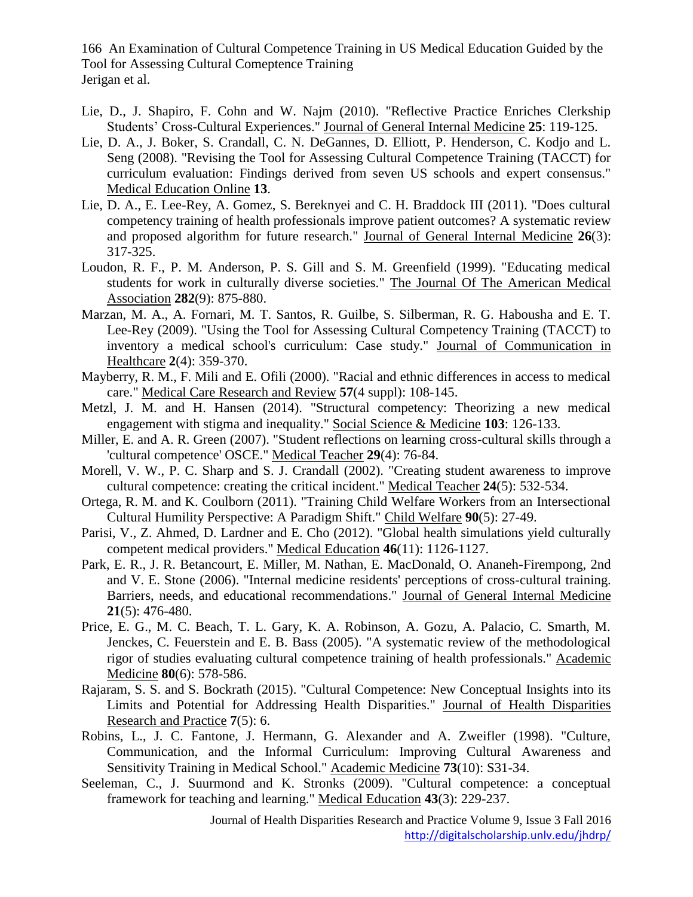Lie, D., J. Shapiro, F. Cohn and W. Najm (2010). "Reflective Practice Enriches Clerkship Students' Cross-Cultural Experiences." Journal of General Internal Medicine **25**: 119-125.

Lie, D. A., J. Boker, S. Crandall, C. N. DeGannes, D. Elliott, P. Henderson, C. Kodjo and L. Seng (2008). "Revising the Tool for Assessing Cultural Competence Training (TACCT) for curriculum evaluation: Findings derived from seven US schools and expert consensus." Medical Education Online **13**.

Lie, D. A., E. Lee-Rey, A. Gomez, S. Bereknyei and C. H. Braddock III (2011). "Does cultural competency training of health professionals improve patient outcomes? A systematic review and proposed algorithm for future research." Journal of General Internal Medicine **26**(3): 317-325.

Loudon, R. F., P. M. Anderson, P. S. Gill and S. M. Greenfield (1999). "Educating medical students for work in culturally diverse societies." The Journal Of The American Medical Association **282**(9): 875-880.

Marzan, M. A., A. Fornari, M. T. Santos, R. Guilbe, S. Silberman, R. G. Habousha and E. T. Lee-Rey (2009). "Using the Tool for Assessing Cultural Competency Training (TACCT) to inventory a medical school's curriculum: Case study." Journal of Communication in Healthcare **2**(4): 359-370.

Mayberry, R. M., F. Mili and E. Ofili (2000). "Racial and ethnic differences in access to medical care." Medical Care Research and Review **57**(4 suppl): 108-145.

Metzl, J. M. and H. Hansen (2014). "Structural competency: Theorizing a new medical engagement with stigma and inequality." Social Science & Medicine **103**: 126-133.

Miller, E. and A. R. Green (2007). "Student reflections on learning cross-cultural skills through a 'cultural competence' OSCE." Medical Teacher **29**(4): 76-84.

Morell, V. W., P. C. Sharp and S. J. Crandall (2002). "Creating student awareness to improve cultural competence: creating the critical incident." Medical Teacher **24**(5): 532-534.

Ortega, R. M. and K. Coulborn (2011). "Training Child Welfare Workers from an Intersectional Cultural Humility Perspective: A Paradigm Shift." Child Welfare **90**(5): 27-49.

Parisi, V., Z. Ahmed, D. Lardner and E. Cho (2012). "Global health simulations yield culturally competent medical providers." Medical Education **46**(11): 1126-1127.

Park, E. R., J. R. Betancourt, E. Miller, M. Nathan, E. MacDonald, O. Ananeh-Firempong, 2nd and V. E. Stone (2006). "Internal medicine residents' perceptions of cross-cultural training. Barriers, needs, and educational recommendations." Journal of General Internal Medicine **21**(5): 476-480.

Price, E. G., M. C. Beach, T. L. Gary, K. A. Robinson, A. Gozu, A. Palacio, C. Smarth, M. Jenckes, C. Feuerstein and E. B. Bass (2005). "A systematic review of the methodological rigor of studies evaluating cultural competence training of health professionals." Academic Medicine **80**(6): 578-586.

Rajaram, S. S. and S. Bockrath (2015). "Cultural Competence: New Conceptual Insights into its Limits and Potential for Addressing Health Disparities." Journal of Health Disparities Research and Practice **7**(5): 6.

Robins, L., J. C. Fantone, J. Hermann, G. Alexander and A. Zweifler (1998). "Culture, Communication, and the Informal Curriculum: Improving Cultural Awareness and Sensitivity Training in Medical School." Academic Medicine **73**(10): S31-34.

Seeleman, C., J. Suurmond and K. Stronks (2009). "Cultural competence: a conceptual framework for teaching and learning." Medical Education **43**(3): 229-237.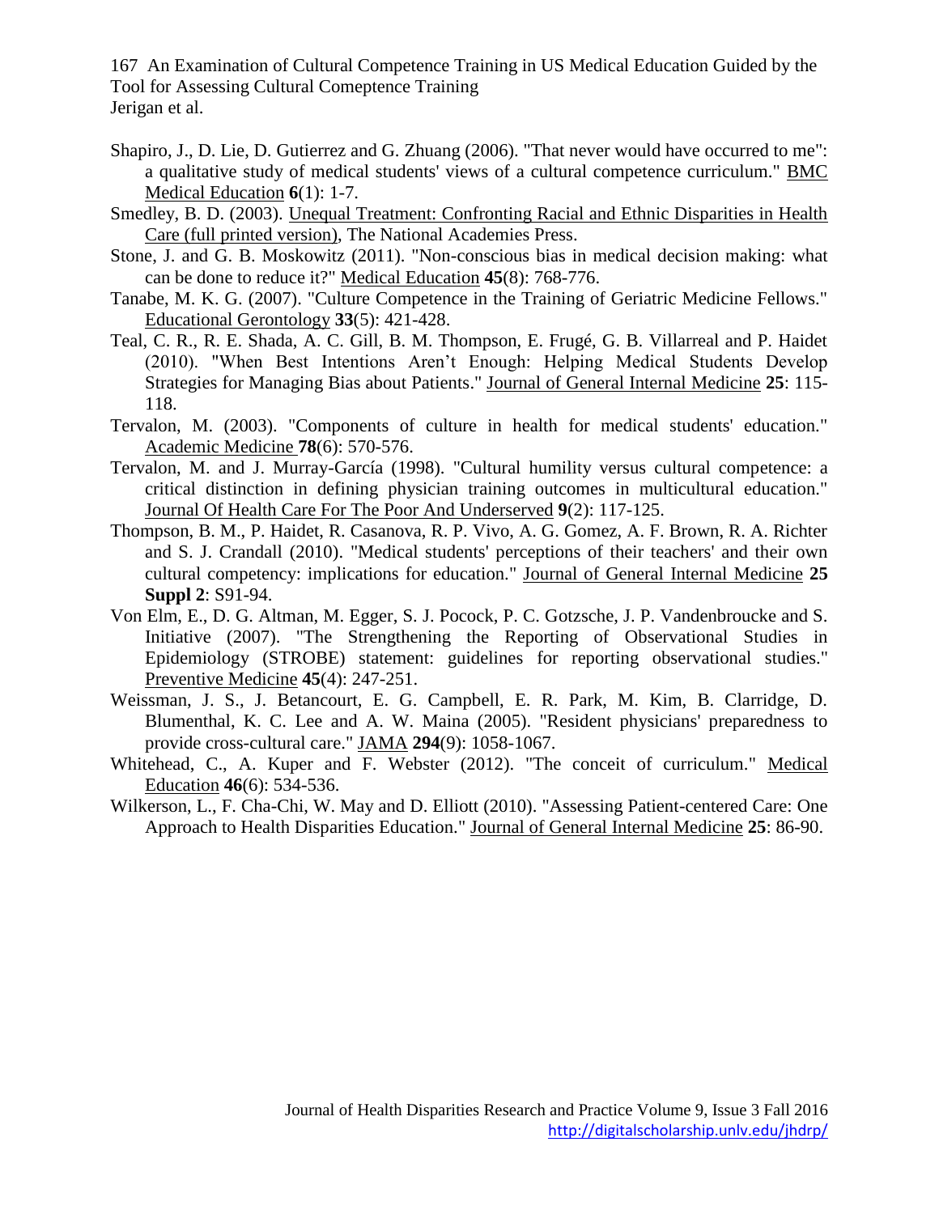Shapiro, J., D. Lie, D. Gutierrez and G. Zhuang (2006). "That never would have occurred to me": a qualitative study of medical students' views of a cultural competence curriculum." BMC Medical Education **6**(1): 1-7.

Smedley, B. D. (2003). Unequal Treatment: Confronting Racial and Ethnic Disparities in Health Care (full printed version), The National Academies Press.

Stone, J. and G. B. Moskowitz (2011). "Non-conscious bias in medical decision making: what can be done to reduce it?" Medical Education **45**(8): 768-776.

Tanabe, M. K. G. (2007). "Culture Competence in the Training of Geriatric Medicine Fellows." Educational Gerontology **33**(5): 421-428.

Teal, C. R., R. E. Shada, A. C. Gill, B. M. Thompson, E. Frugé, G. B. Villarreal and P. Haidet (2010). "When Best Intentions Aren't Enough: Helping Medical Students Develop Strategies for Managing Bias about Patients." Journal of General Internal Medicine **25**: 115-118.

Tervalon, M. (2003). "Components of culture in health for medical students' education." Academic Medicine **78**(6): 570-576.

Tervalon, M. and J. Murray-García (1998). "Cultural humility versus cultural competence: a critical distinction in defining physician training outcomes in multicultural education." Journal Of Health Care For The Poor And Underserved **9**(2): 117-125.

Thompson, B. M., P. Haidet, R. Casanova, R. P. Vivo, A. G. Gomez, A. F. Brown, R. A. Richter and S. J. Crandall (2010). "Medical students' perceptions of their teachers' and their own cultural competency: implications for education." Journal of General Internal Medicine **25 Suppl 2**: S91-94.

Von Elm, E., D. G. Altman, M. Egger, S. J. Pocock, P. C. Gotzsche, J. P. Vandenbroucke and S. Initiative (2007). "The Strengthening the Reporting of Observational Studies in Epidemiology (STROBE) statement: guidelines for reporting observational studies." Preventive Medicine **45**(4): 247-251.

Weissman, J. S., J. Betancourt, E. G. Campbell, E. R. Park, M. Kim, B. Clarridge, D. Blumenthal, K. C. Lee and A. W. Maina (2005). "Resident physicians' preparedness to provide cross-cultural care." JAMA **294**(9): 1058-1067.

Whitehead, C., A. Kuper and F. Webster (2012). "The conceit of curriculum." Medical Education **46**(6): 534-536.

Wilkerson, L., F. Cha-Chi, W. May and D. Elliott (2010). "Assessing Patient-centered Care: One Approach to Health Disparities Education." Journal of General Internal Medicine **25**: 86-90.